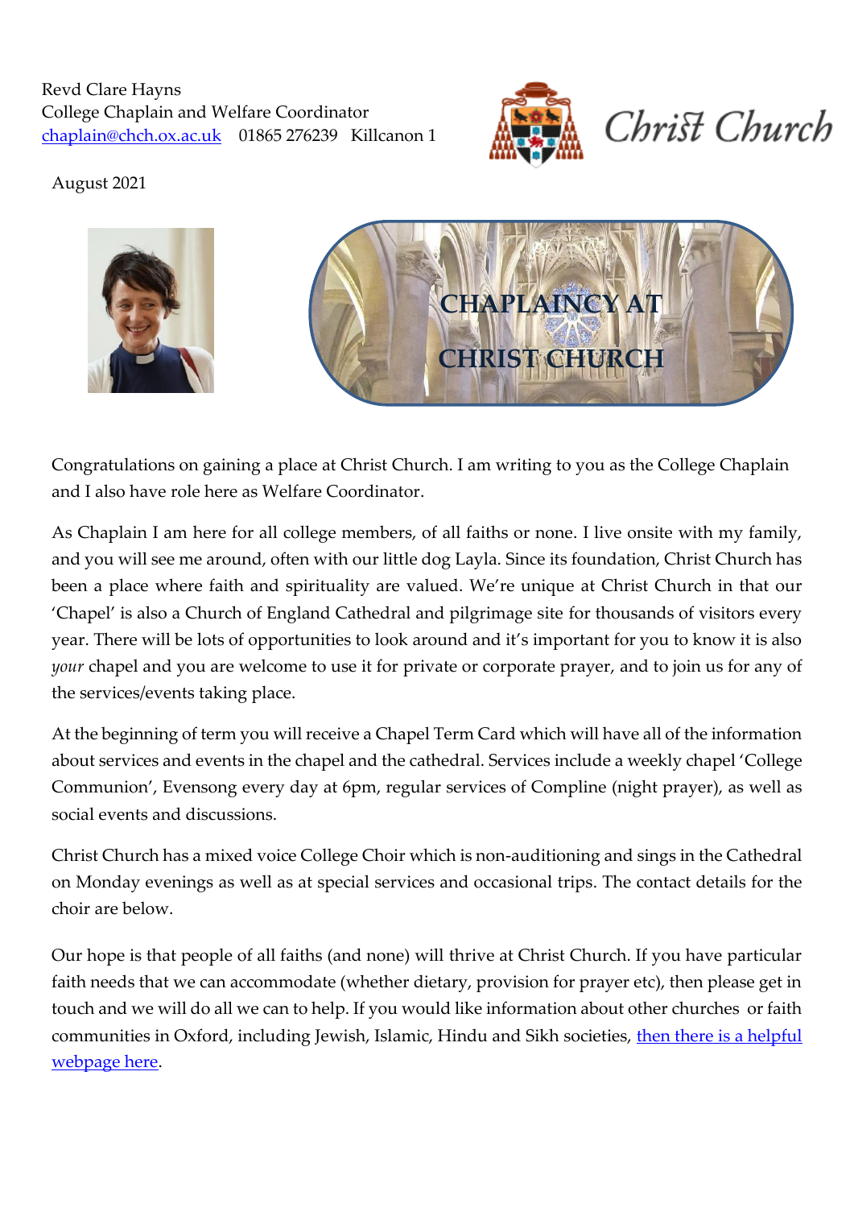Revd Clare Hayns
College Chaplain and Welfare Coordinator
chaplain@chch.ox.ac.uk    01865 276239    Killcanon 1

Christ Church

August 2021

# CHAPLAINCY AT CHRIST CHURCH

Congratulations on gaining a place at Christ Church. I am writing to you as the College Chaplain and I also have role here as Welfare Coordinator.

As Chaplain I am here for all college members, of all faiths or none. I live onsite with my family, and you will see me around, often with our little dog Layla. Since its foundation, Christ Church has been a place where faith and spirituality are valued. We're unique at Christ Church in that our 'Chapel' is also a Church of England Cathedral and pilgrimage site for thousands of visitors every year. There will be lots of opportunities to look around and it's important for you to know it is also *your* chapel and you are welcome to use it for private or corporate prayer, and to join us for any of the services/events taking place.

At the beginning of term you will receive a Chapel Term Card which will have all of the information about services and events in the chapel and the cathedral. Services include a weekly chapel 'College Communion', Evensong every day at 6pm, regular services of Compline (night prayer), as well as social events and discussions.

Christ Church has a mixed voice College Choir which is non-auditioning and sings in the Cathedral on Monday evenings as well as at special services and occasional trips. The contact details for the choir are below.

Our hope is that people of all faiths (and none) will thrive at Christ Church. If you have particular faith needs that we can accommodate (whether dietary, provision for prayer etc), then please get in touch and we will do all we can to help. If you would like information about other churches or faith communities in Oxford, including Jewish, Islamic, Hindu and Sikh societies, then there is a helpful webpage here.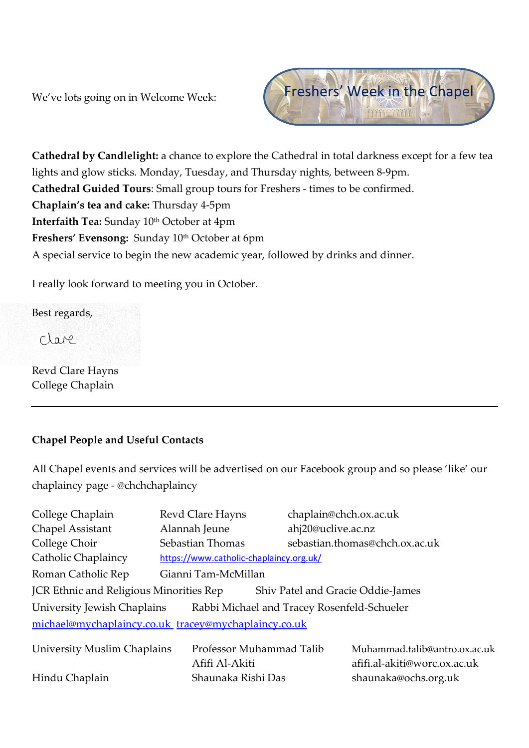We've lots going on in Welcome Week:

Freshers' Week in the Chapel

**Cathedral by Candlelight:** a chance to explore the Cathedral in total darkness except for a few tea lights and glow sticks. Monday, Tuesday, and Thursday nights, between 8-9pm.
**Cathedral Guided Tours**: Small group tours for Freshers - times to be confirmed.
**Chaplain's tea and cake:** Thursday 4-5pm
**Interfaith Tea:** Sunday 10th October at 4pm
**Freshers' Evensong:** Sunday 10th October at 6pm
A special service to begin the new academic year, followed by drinks and dinner.

I really look forward to meeting you in October.

Best regards,

Clare

Revd Clare Hayns
College Chaplain

---

**Chapel People and Useful Contacts**

All Chapel events and services will be advertised on our Facebook group and so please 'like' our chaplaincy page - @chchchaplaincy

| | | |
|---|---|---|
| College Chaplain | Revd Clare Hayns | chaplain@chch.ox.ac.uk |
| Chapel Assistant | Alannah Jeune | ahj20@uclive.ac.nz |
| College Choir | Sebastian Thomas | sebastian.thomas@chch.ox.ac.uk |
| Catholic Chaplaincy | https://www.catholic-chaplaincy.org.uk/ | |
| Roman Catholic Rep | Gianni Tam-McMillan | |
| JCR Ethnic and Religious Minorities Rep | Shiv Patel and Gracie Oddie-James | |
| University Jewish Chaplains | Rabbi Michael and Tracey Rosenfeld-Schueler | |
| michael@mychaplaincy.co.uk tracey@mychaplaincy.co.uk | | |
| University Muslim Chaplains | Professor Muhammad Talib | Muhammad.talib@antro.ox.ac.uk |
| | Afifi Al-Akiti | afifi.al-akiti@worc.ox.ac.uk |
| Hindu Chaplain | Shaunaka Rishi Das | shaunaka@ochs.org.uk |